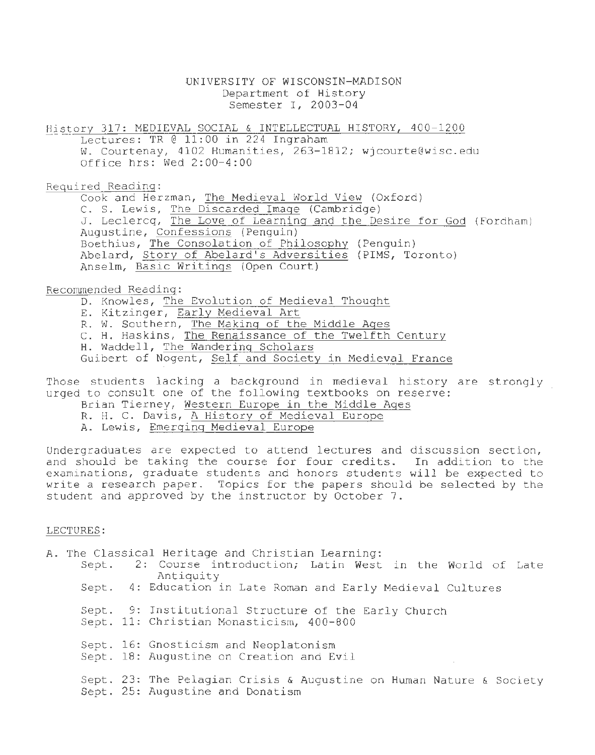UNIVERSITY OF WISCONSIN-MADISON
Department of History
Semester I, 2003-04

## History 317: MEDIEVAL SOCIAL & INTELLECTUAL HISTORY, 400-1200

Lectures: TR @ 11:00 in 224 Ingraham
W. Courtenay, 4102 Humanities, 263-1812; wjcourte@wisc.edu
Office hrs: Wed 2:00-4:00

Required Reading:

- Cook and Herzman, The Medieval World View (Oxford)
- C. S. Lewis, The Discarded Image (Cambridge)
- J. Leclercq, The Love of Learning and the Desire for God (Fordham)
- Augustine, Confessions (Penguin)
- Boethius, The Consolation of Philosophy (Penguin)
- Abelard, Story of Abelard's Adversities (PIMS, Toronto)
- Anselm, Basic Writings (Open Court)

Recommended Reading:

- D. Knowles, The Evolution of Medieval Thought
- E. Kitzinger, Early Medieval Art
- R. W. Southern, The Making of the Middle Ages
- C. H. Haskins, The Renaissance of the Twelfth Century
- H. Waddell, The Wandering Scholars
- Guibert of Nogent, Self and Society in Medieval France

Those students lacking a background in medieval history are strongly urged to consult one of the following textbooks on reserve:

- Brian Tierney, Western Europe in the Middle Ages
- R. H. C. Davis, A History of Medieval Europe
- A. Lewis, Emerging Medieval Europe

Undergraduates are expected to attend lectures and discussion section, and should be taking the course for four credits. In addition to the examinations, graduate students and honors students will be expected to write a research paper. Topics for the papers should be selected by the student and approved by the instructor by October 7.

## LECTURES:

A. The Classical Heritage and Christian Learning:

- Sept. 2: Course introduction; Latin West in the World of Late Antiquity
- Sept. 4: Education in Late Roman and Early Medieval Cultures

- Sept. 9: Institutional Structure of the Early Church
- Sept. 11: Christian Monasticism, 400-800

- Sept. 16: Gnosticism and Neoplatonism
- Sept. 18: Augustine on Creation and Evil

- Sept. 23: The Pelagian Crisis & Augustine on Human Nature & Society
- Sept. 25: Augustine and Donatism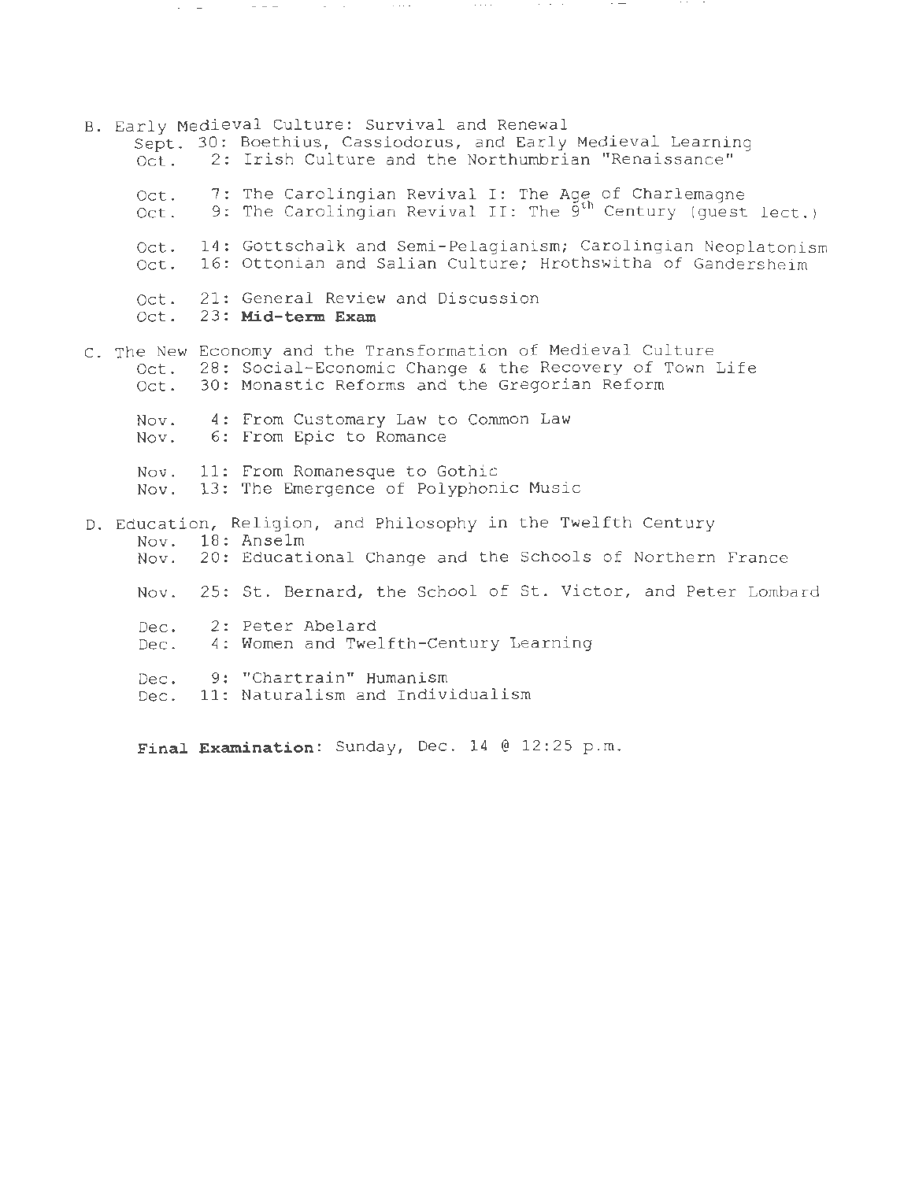B. Early Medieval Culture: Survival and Renewal

- Sept. 30: Boethius, Cassiodorus, and Early Medieval Learning
- Oct. 2: Irish Culture and the Northumbrian "Renaissance"

- Oct. 7: The Carolingian Revival I: The Age of Charlemagne
- Oct. 9: The Carolingian Revival II: The 9th Century (guest lect.)

- Oct. 14: Gottschalk and Semi-Pelagianism; Carolingian Neoplatonism
- Oct. 16: Ottonian and Salian Culture; Hrothswitha of Gandersheim

- Oct. 21: General Review and Discussion
- Oct. 23: **Mid-term Exam**

C. The New Economy and the Transformation of Medieval Culture

- Oct. 28: Social-Economic Change & the Recovery of Town Life
- Oct. 30: Monastic Reforms and the Gregorian Reform

- Nov. 4: From Customary Law to Common Law
- Nov. 6: From Epic to Romance

- Nov. 11: From Romanesque to Gothic
- Nov. 13: The Emergence of Polyphonic Music

D. Education, Religion, and Philosophy in the Twelfth Century

- Nov. 18: Anselm
- Nov. 20: Educational Change and the Schools of Northern France

- Nov. 25: St. Bernard, the School of St. Victor, and Peter Lombard

- Dec. 2: Peter Abelard
- Dec. 4: Women and Twelfth-Century Learning

- Dec. 9: "Chartrain" Humanism
- Dec. 11: Naturalism and Individualism

**Final Examination**: Sunday, Dec. 14 @ 12:25 p.m.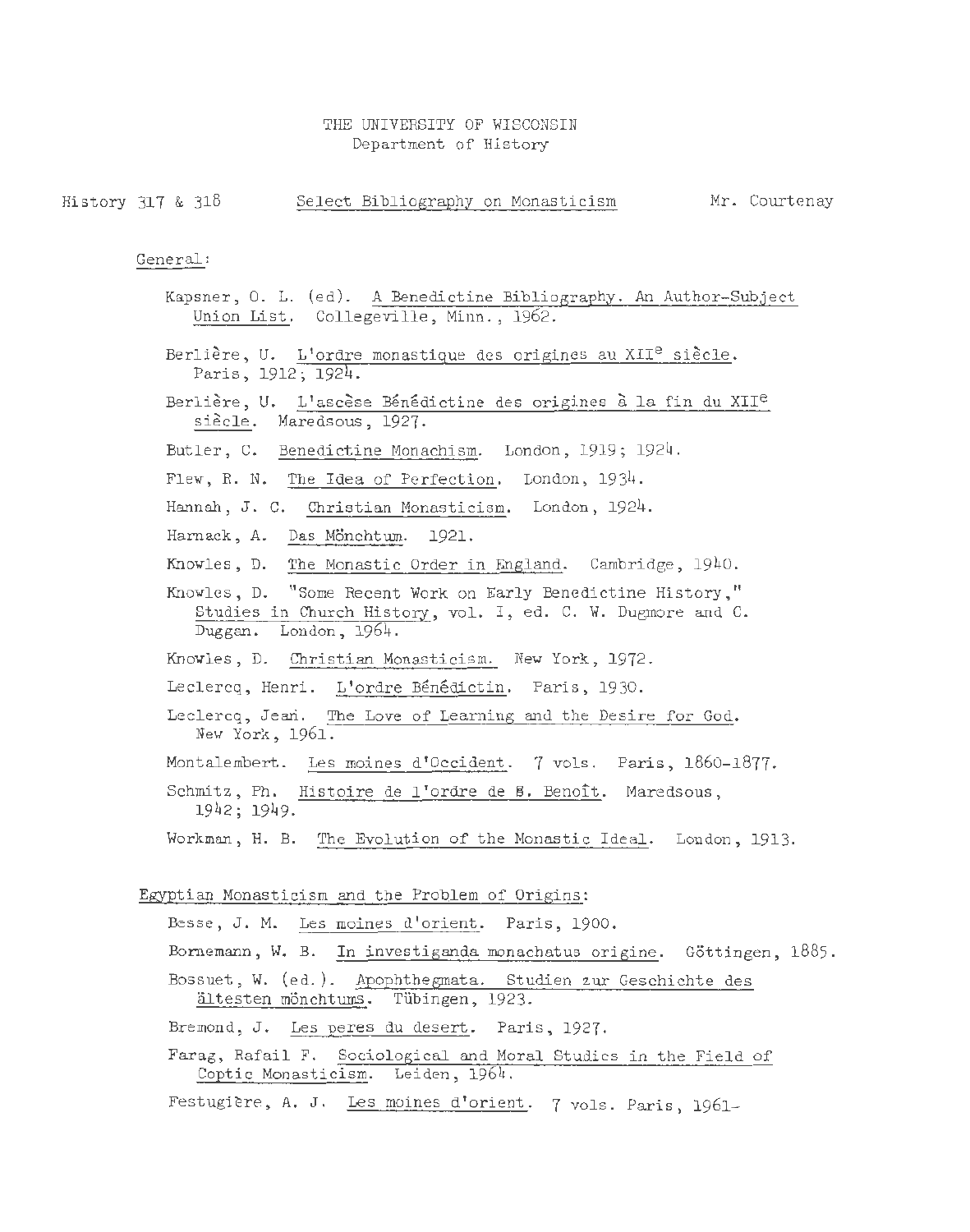THE UNIVERSITY OF WISCONSIN
Department of History

History 317 & 318 — Select Bibliography on Monasticism — Mr. Courtenay

## General:

Kapsner, O. L. (ed). A Benedictine Bibliography. An Author-Subject Union List. Collegeville, Minn., 1962.

Berlière, U. L'ordre monastique des origines au XII^e siècle. Paris, 1912; 1924.

Berlière, U. L'ascèse Bénédictine des origines à la fin du XII^e siècle. Maredsous, 1927.

Butler, C. Benedictine Monachism. London, 1919; 1924.

Flew, R. N. The Idea of Perfection. London, 1934.

Hannah, J. C. Christian Monasticism. London, 1924.

Harnack, A. Das Mönchtum. 1921.

Knowles, D. The Monastic Order in England. Cambridge, 1940.

Knowles, D. "Some Recent Work on Early Benedictine History," Studies in Church History, vol. I, ed. C. W. Dugmore and C. Duggan. London, 1964.

Knowles, D. Christian Monasticism. New York, 1972.

Leclercq, Henri. L'ordre Bénédictin. Paris, 1930.

Leclercq, Jean. The Love of Learning and the Desire for God. New York, 1961.

Montalembert. Les moines d'Occident. 7 vols. Paris, 1860-1877.

Schmitz, Ph. Histoire de l'ordre de S. Benoît. Maredsous, 1942; 1949.

Workman, H. B. The Evolution of the Monastic Ideal. London, 1913.

## Egyptian Monasticism and the Problem of Origins:

Besse, J. M. Les moines d'orient. Paris, 1900.

Bornemann, W. B. In investiganda monachatus origine. Göttingen, 1885.

Bossuet, W. (ed.). Apophthegmata. Studien zur Geschichte des ältesten mönchtums. Tübingen, 1923.

Bremond, J. Les peres du desert. Paris, 1927.

Farag, Rafail F. Sociological and Moral Studies in the Field of Coptic Monasticism. Leiden, 1964.

Festugière, A. J. Les moines d'orient. 7 vols. Paris, 1961-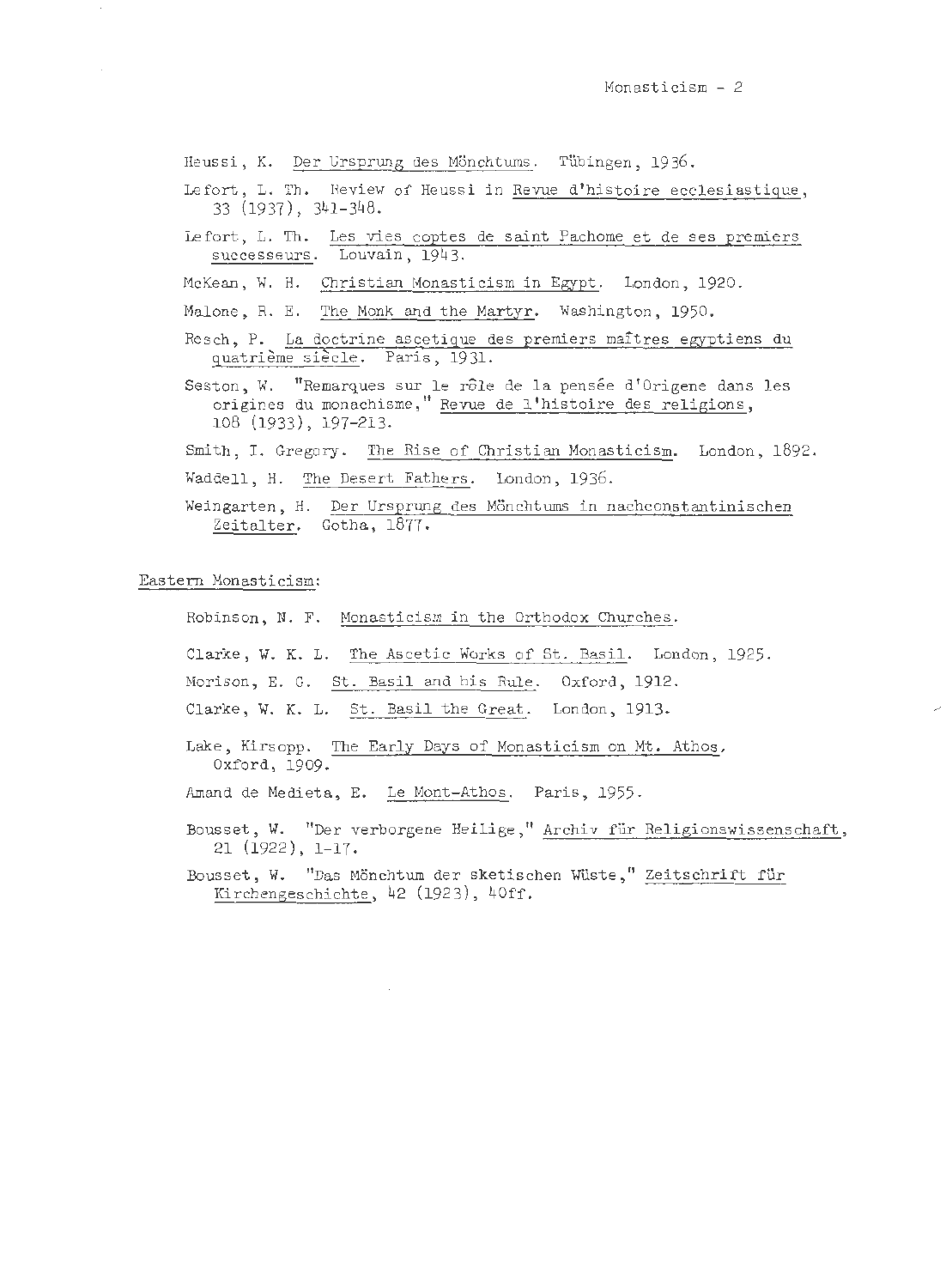Heussi, K. Der Ursprung des Mönchtums. Tübingen, 1936.

Lefort, L. Th. Review of Heussi in Revue d'histoire ecclesiastique, 33 (1937), 341-348.

Lefort, L. Th. Les vies coptes de saint Pachome et de ses premiers successeurs. Louvain, 1943.

McKean, W. H. Christian Monasticism in Egypt. London, 1920.

Malone, R. E. The Monk and the Martyr. Washington, 1950.

Resch, P. La doctrine ascetique des premiers maîtres egyptiens du quatrième siècle. Paris, 1931.

Seston, W. "Remarques sur le rôle de la pensée d'Origene dans les origines du monachisme," Revue de l'histoire des religions, 108 (1933), 197-213.

Smith, I. Gregory. The Rise of Christian Monasticism. London, 1892.

Waddell, H. The Desert Fathers. London, 1936.

Weingarten, H. Der Ursprung des Mönchtums in nachconstantinischen Zeitalter. Gotha, 1877.

Eastern Monasticism:

Robinson, N. F. Monasticism in the Orthodox Churches.

Clarke, W. K. L. The Ascetic Works of St. Basil. London, 1925.

Morison, E. C. St. Basil and his Rule. Oxford, 1912.

Clarke, W. K. L. St. Basil the Great. London, 1913.

Lake, Kirsopp. The Early Days of Monasticism on Mt. Athos. Oxford, 1909.

Amand de Medieta, E. Le Mont-Athos. Paris, 1955.

Bousset, W. "Der verborgene Heilige," Archiv für Religionswissenschaft, 21 (1922), 1-17.

Bousset, W. "Das Mönchtum der sketischen Wüste," Zeitschrift für Kirchengeschichte, 42 (1923), 40ff.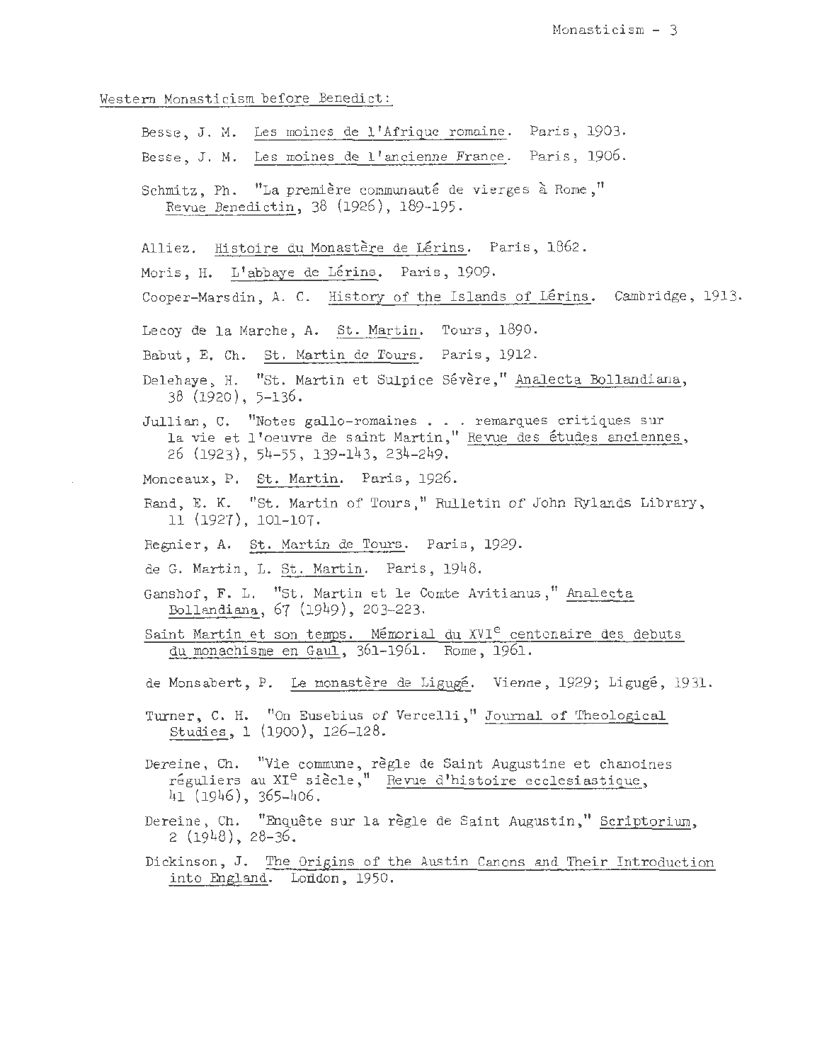Western Monasticism before Benedict:

Besse, J. M. Les moines de l'Afrique romaine. Paris, 1903.

Besse, J. M. Les moines de l'ancienne France. Paris, 1906.

Schmitz, Ph. "La première communauté de vierges à Rome," Revue Benedictin, 38 (1926), 189-195.

Alliez. Histoire du Monastère de Lérins. Paris, 1862.

Moris, H. L'abbaye de Lérins. Paris, 1909.

Cooper-Marsdin, A. C. History of the Islands of Lérins. Cambridge, 1913.

Lecoy de la Marche, A. St. Martin. Tours, 1890.

Babut, E. Ch. St. Martin de Tours. Paris, 1912.

Delehaye, H. "St. Martin et Sulpice Sévère," Analecta Bollandiana, 38 (1920), 5-136.

Jullian, C. "Notes gallo-romaines . . . remarques critiques sur la vie et l'oeuvre de saint Martin," Revue des études anciennes, 26 (1923), 54-55, 139-143, 234-249.

Monceaux, P. St. Martin. Paris, 1926.

Rand, E. K. "St. Martin of Tours," Bulletin of John Rylands Library, 11 (1927), 101-107.

Regnier, A. St. Martin de Tours. Paris, 1929.

de G. Martin, L. St. Martin. Paris, 1948.

Ganshof, F. L. "St. Martin et le Comte Avitianus," Analecta Bollandiana, 67 (1949), 203-223.

Saint Martin et son temps. Mémorial du XVI$^{e}$ centenaire des debuts du monachisme en Gaul, 361-1961. Rome, 1961.

de Monsabert, P. Le monastère de Ligugé. Vienne, 1929; Ligugé, 1931.

Turner, C. H. "On Eusebius of Vercelli," Journal of Theological Studies, 1 (1900), 126-128.

Dereine, Ch. "Vie commune, règle de Saint Augustine et chanoines réguliers au XI$^{e}$ siècle," Revue d'histoire ecclesiastique, 41 (1946), 365-406.

Dereine, Ch. "Enquête sur la règle de Saint Augustin," Scriptorium, 2 (1948), 28-36.

Dickinson, J. The Origins of the Austin Canons and Their Introduction into England. London, 1950.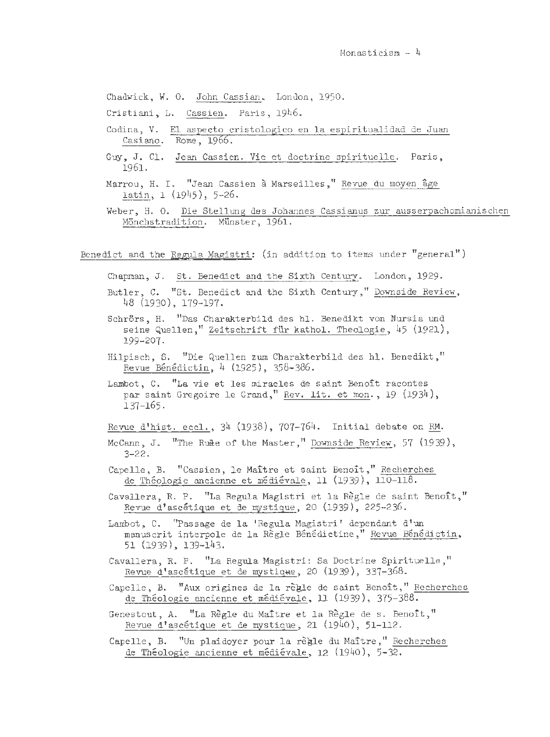Chadwick, W. O. John Cassian. London, 1950.

Cristiani, L. Cassien. Paris, 1946.

Codina, V. El aspecto cristologico en la espiritualidad de Juan Casiano. Rome, 1966.

Guy, J. Cl. Jean Cassien. Vie et doctrine spirituelle. Paris, 1961.

Marrou, H. I. "Jean Cassien à Marseilles," Revue du moyen âge latin, 1 (1945), 5-26.

Weber, H. O. Die Stellung des Johannes Cassianus zur ausserpachomianischen Mönchstradition. Münster, 1961.

Benedict and the Regula Magistri: (in addition to items under "general")

Chapman, J. St. Benedict and the Sixth Century. London, 1929.

Butler, C. "St. Benedict and the Sixth Century," Downside Review, 48 (1930), 179-197.

Schrörs, H. "Das Charakterbild des hl. Benedikt von Nursia und seine Quellen," Zeitschrift für kathol. Theologie, 45 (1921), 199-207.

Hilpisch, S. "Die Quellen zum Charakterbild des hl. Benedikt," Revue Bénédictin, 4 (1925), 358-386.

Lambot, C. "La vie et les miracles de saint Benoît racontes par saint Gregoire le Grand," Rev. lit. et mon., 19 (1934), 137-165.

Revue d'hist. eccl., 34 (1938), 707-764. Initial debate on RM.

McCann, J. "The Rule of the Master," Downside Review, 57 (1939), 3-22.

Capelle, B. "Cassien, le Maître et saint Benoît," Recherches de Théologie ancienne et médiévale, 11 (1939), 110-118.

Cavallera, R. P. "La Regula Magistri et la Règle de saint Benoît," Revue d'ascétique et de mystique, 20 (1939), 225-236.

Lambot, C. "Passage de la 'Regula Magistri' dependant d'un manuscrit interpole de la Règle Bénédictine," Revue Bénédictin, 51 (1939), 139-143.

Cavallera, R. P. "La Regula Magistri: Sa Doctrine Spirituelle," Revue d'ascétique et de mystique, 20 (1939), 337-368.

Capelle, B. "Aux origines de la règle de saint Benoît," Recherches de Théologie ancienne et médiévale, 11 (1939), 375-388.

Genestout, A. "La Règle du Maître et la Règle de s. Benoît," Revue d'ascétique et de mystique, 21 (1940), 51-112.

Capelle, B. "Un plaidoyer pour la règle du Maître," Recherches de Théologie ancienne et médiévale, 12 (1940), 5-32.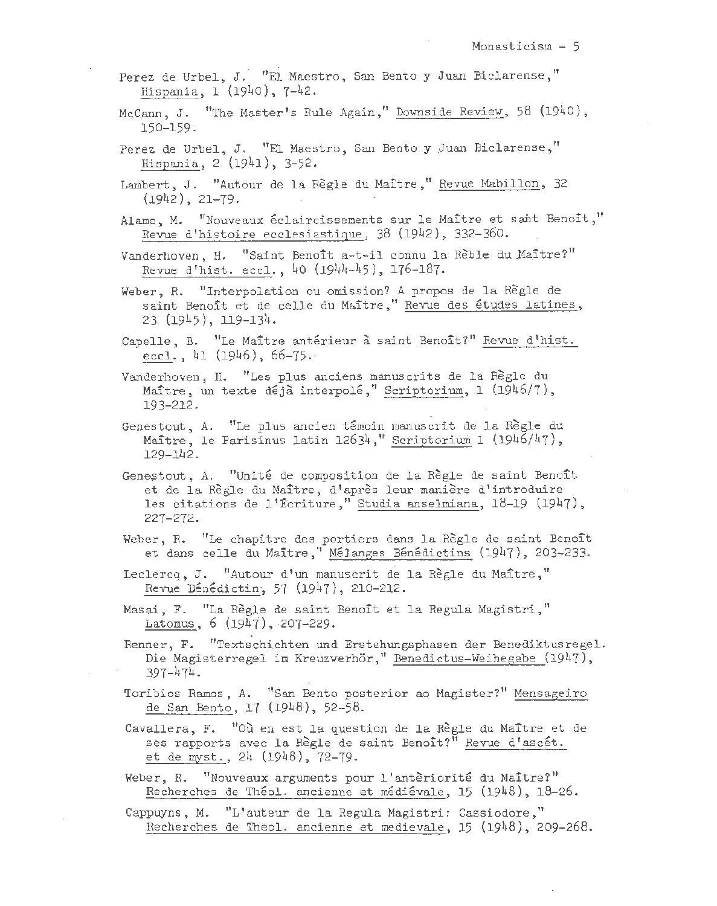Perez de Urbel, J. "El Maestro, San Bento y Juan Biclarense," Hispania, 1 (1940), 7-42.

McCann, J. "The Master's Rule Again," Downside Review, 58 (1940), 150-159.

Perez de Urbel, J. "El Maestro, San Bento y Juan Biclarense," Hispania, 2 (1941), 3-52.

Lambert, J. "Autour de la Règle du Maître," Revue Mabillon, 32 (1942), 21-79.

Alamo, M. "Nouveaux éclaircissements sur le Maître et saint Benoît," Revue d'histoire ecclesiastique, 38 (1942), 332-360.

Vanderhoven, H. "Saint Benoît a-t-il connu la Rèble du Maître?" Revue d'hist. eccl., 40 (1944-45), 176-187.

Weber, R. "Interpolation ou omission? A propos de la Règle de saint Benoît et de celle du Maître," Revue des études latines, 23 (1945), 119-134.

Capelle, B. "Le Maître antérieur à saint Benoît?" Revue d'hist. eccl., 41 (1946), 66-75.

Vanderhoven, H. "Les plus anciens manuscrits de la Règle du Maître, un texte déjà interpolé," Scriptorium, 1 (1946/7), 193-212.

Genestout, A. "Le plus ancien témoin manuscrit de la Règle du Maître, le Parisinus latin 12634," Scriptorium 1 (1946/47), 129-142.

Genestout, A. "Unité de composition de la Règle de saint Benoît et de la Règle du Maître, d'après leur manière d'introduire les citations de l'Écriture," Studia anselmiana, 18-19 (1947), 227-272.

Weber, R. "Le chapitre des portiers dans la Règle de saint Benoît et dans celle du Maître," Mélanges Bénédictins (1947), 203-233.

Leclercq, J. "Autour d'un manuscrit de la Règle du Maître," Revue Bénédictin, 57 (1947), 210-212.

Masai, F. "La Règle de saint Benoît et la Regula Magistri," Latomus, 6 (1947), 207-229.

Renner, F. "Textschichten und Erstehungsphasen der Benediktusregel. Die Magisterregel im Kreuzwerhör," Benedictus-Weihegabe (1947), 397-474.

Toribios Ramos, A. "San Bento posterior ao Magister?" Mensageiro de San Bento, 17 (1948), 52-58.

Cavallera, F. "Où en est la question de la Règle du Maître et de ses rapports avec la Règle de saint Benoît?" Revue d'ascét. et de myst., 24 (1948), 72-79.

Weber, R. "Nouveaux arguments pour l'antèriorité du Maître?" Recherches de Théol. ancienne et médiévale, 15 (1948), 18-26.

Cappuyns, M. "L'auteur de la Regula Magistri: Cassiodore," Recherches de Theol. ancienne et medievale, 15 (1948), 209-268.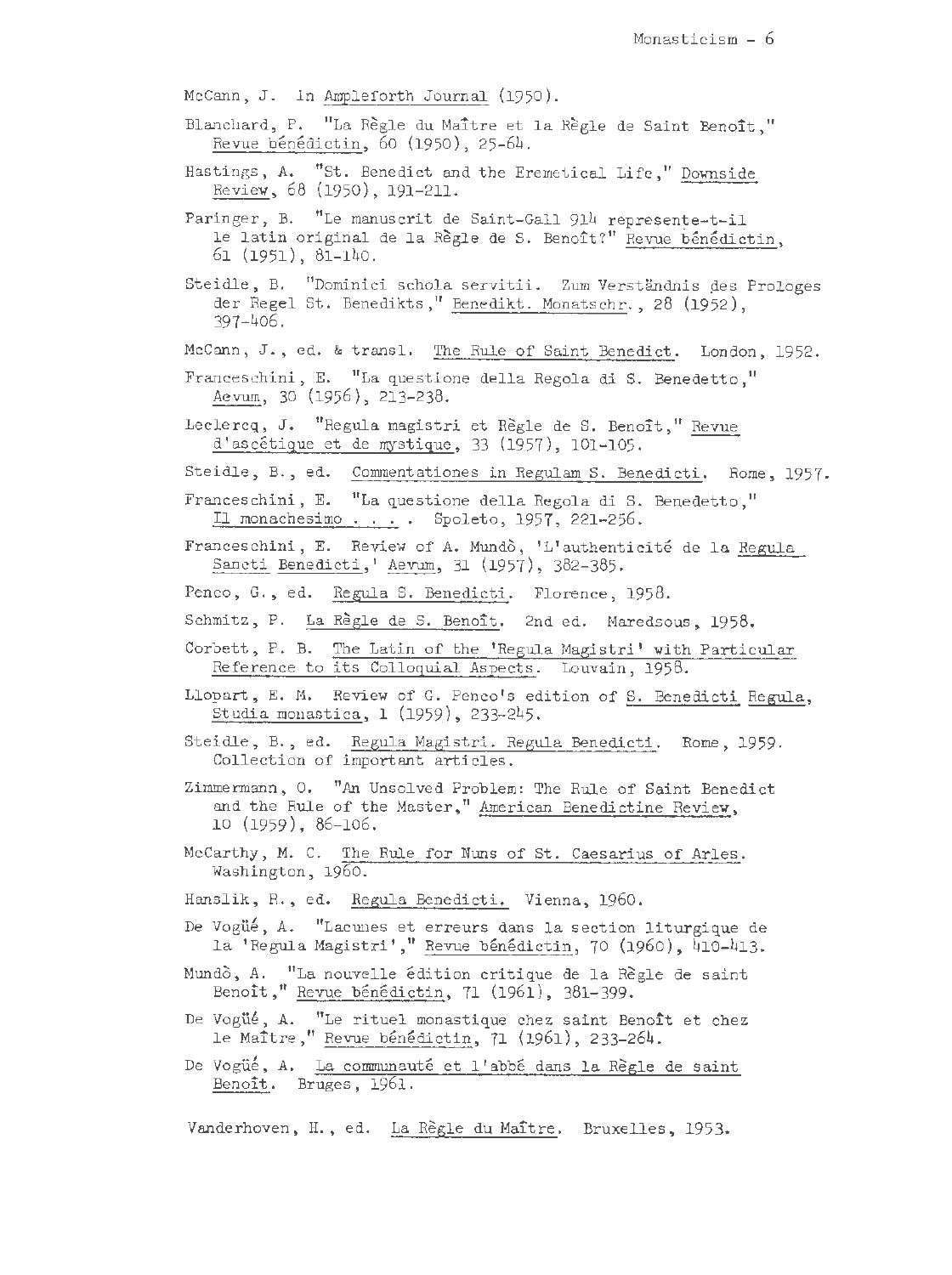McCann, J. In _Ampleforth Journal_ (1950).

Blanchard, P. "La Règle du Maître et la Règle de Saint Benoît," _Revue bénédictin_, 60 (1950), 25-64.

Hastings, A. "St. Benedict and the Eremetical Life," _Downside Review_, 68 (1950), 191-211.

Paringer, B. "Le manuscrit de Saint-Gall 914 represente-t-il le latin original de la Règle de S. Benoît?" _Revue bénédictin_, 61 (1951), 81-140.

Steidle, B. "Dominici schola servitii. Zum Verständnis des Prologes der Regel St. Benedikts," _Benedikt. Monatschr._, 28 (1952), 397-406.

McCann, J., ed. & transl. _The Rule of Saint Benedict_. London, 1952.

Franceschini, E. "La questione della Regola di S. Benedetto," _Aevum_, 30 (1956), 213-238.

Leclercq, J. "Regula magistri et Règle de S. Benoît," _Revue d'ascétique et de mystique_, 33 (1957), 101-105.

Steidle, B., ed. _Commentationes in Regulam S. Benedicti_. Rome, 1957.

Franceschini, E. "La questione della Regola di S. Benedetto," _Il monachesimo . . . ._ Spoleto, 1957, 221-256.

Franceschini, E. Review of A. Mundò, 'L'authenticité de la _Regula Sancti Benedicti_,' _Aevum_, 31 (1957), 382-385.

Penco, G., ed. _Regula S. Benedicti_. Florence, 1958.

Schmitz, P. _La Règle de S. Benoît_. 2nd ed. Maredsous, 1958.

Corbett, P. B. _The Latin of the 'Regula Magistri' with Particular Reference to its Colloquial Aspects_. Louvain, 1958.

Llopart, E. M. Review of G. Penco's edition of _S. Benedicti Regula_, _Studia monastica_, 1 (1959), 233-245.

Steidle, B., ed. _Regula Magistri. Regula Benedicti_. Rome, 1959. Collection of important articles.

Zimmermann, O. "An Unsolved Problem: The Rule of Saint Benedict and the Rule of the Master," _American Benedictine Review_, 10 (1959), 86-106.

McCarthy, M. C. _The Rule for Nuns of St. Caesarius of Arles_. Washington, 1960.

Hanslik, R., ed. _Regula Benedicti_. Vienna, 1960.

De Vogüé, A. "Lacunes et erreurs dans la section liturgique de la 'Regula Magistri'," _Revue bénédictin_, 70 (1960), 410-413.

Mundò, A. "La nouvelle édition critique de la Règle de saint Benoît," _Revue bénédictin_, 71 (1961), 381-399.

De Vogüé, A. "Le rituel monastique chez saint Benoît et chez le Maître," _Revue bénédictin_, 71 (1961), 233-264.

De Vogüé, A. _La communauté et l'abbé dans la Règle de saint Benoît_. Bruges, 1961.

Vanderhoven, H., ed. _La Règle du Maître_. Bruxelles, 1953.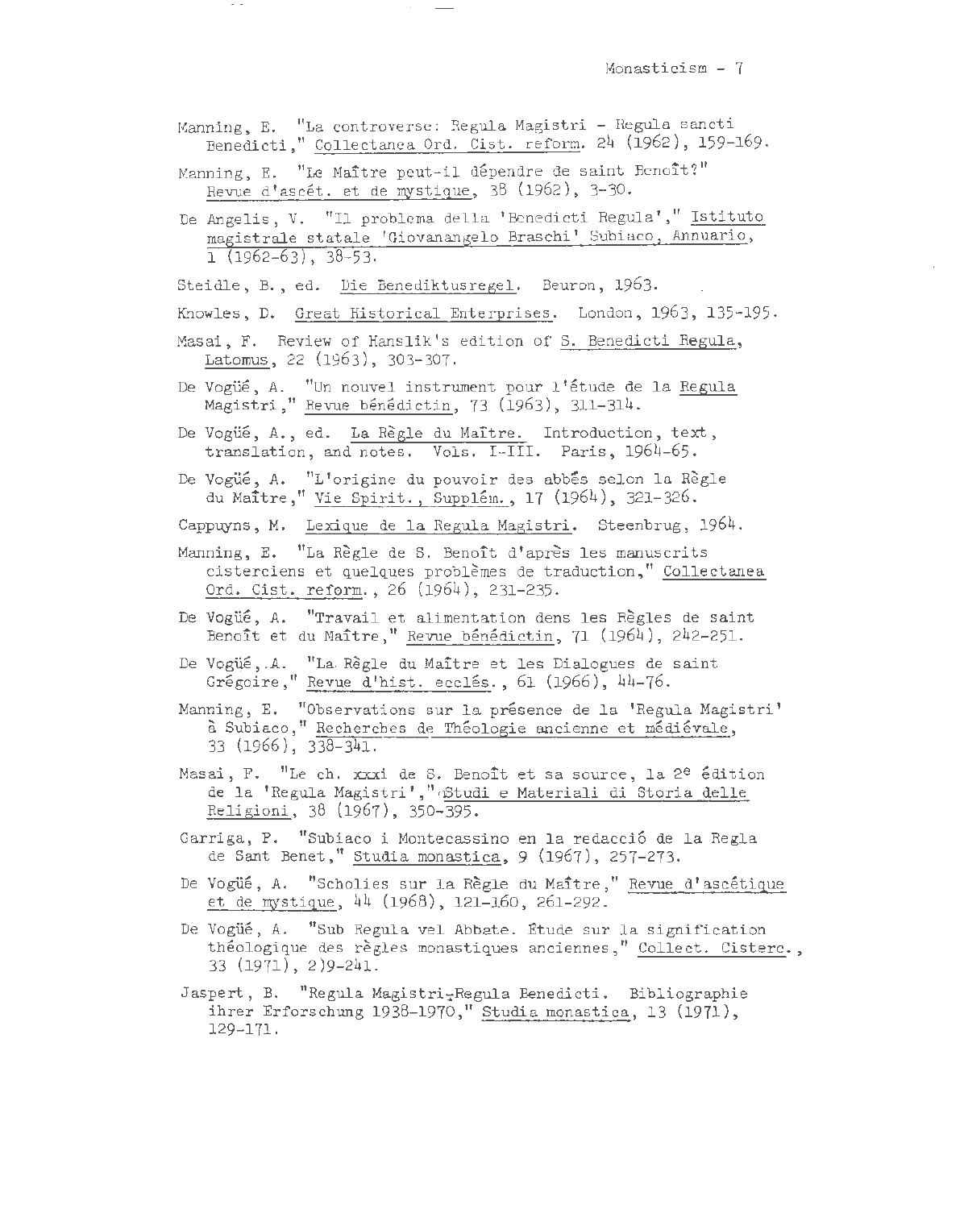Manning, E. "La controverse: Regula Magistri - Regula sancti Benedicti," Collectanea Ord. Cist. reform. 24 (1962), 159-169.

Manning, E. "Le Maître peut-il dépendre de saint Benoît?" Revue d'ascét. et de mystique, 38 (1962), 3-30.

De Angelis, V. "Il problema della 'Benedicti Regula'," Istituto magistrale statale 'Giovanangelo Braschi' Subiaco, Annuario, 1 (1962-63), 38-53.

Steidle, B., ed. Die Benediktusregel. Beuron, 1963.

Knowles, D. Great Historical Enterprises. London, 1963, 135-195.

Masai, F. Review of Hanslik's edition of S. Benedicti Regula, Latomus, 22 (1963), 303-307.

De Vogüé, A. "Un nouvel instrument pour l'étude de la Regula Magistri," Revue bénédictin, 73 (1963), 311-314.

De Vogüé, A., ed. La Règle du Maître. Introduction, text, translation, and notes. Vols. I-III. Paris, 1964-65.

De Vogüé, A. "L'origine du pouvoir des abbés selon la Règle du Maître," Vie Spirit., Supplém., 17 (1964), 321-326.

Cappuyns, M. Lexique de la Regula Magistri. Steenbrug, 1964.

Manning, E. "La Règle de S. Benoît d'après les manuscrits cisterciens et quelques problèmes de traduction," Collectanea Ord. Cist. reform., 26 (1964), 231-235.

De Vogüé, A. "Travail et alimentation dans les Règles de saint Benoît et du Maître," Revue bénédictin, 71 (1964), 242-251.

De Vogüé, A. "La Règle du Maître et les Dialogues de saint Grégoire," Revue d'hist. ecclés., 61 (1966), 44-76.

Manning, E. "Observations sur la présence de la 'Regula Magistri' à Subiaco," Recherches de Théologie ancienne et médiévale, 33 (1966), 338-341.

Masai, F. "Le ch. xxxi de S. Benoît et sa source, la 2e édition de la 'Regula Magistri'," Studi e Materiali di Storia delle Religioni, 38 (1967), 350-395.

Garriga, P. "Subiaco i Montecassino en la redacció de la Regla de Sant Benet," Studia monastica, 9 (1967), 257-273.

De Vogüé, A. "Scholies sur la Règle du Maître," Revue d'ascétique et de mystique, 44 (1968), 121-160, 261-292.

De Vogüé, A. "Sub Regula vel Abbate. Étude sur la signification théologique des règles monastiques anciennes," Collect. Cisterc., 33 (1971), 2)9-241.

Jaspert, B. "Regula Magistri-Regula Benedicti. Bibliographie ihrer Erforschung 1938-1970," Studia monastica, 13 (1971), 129-171.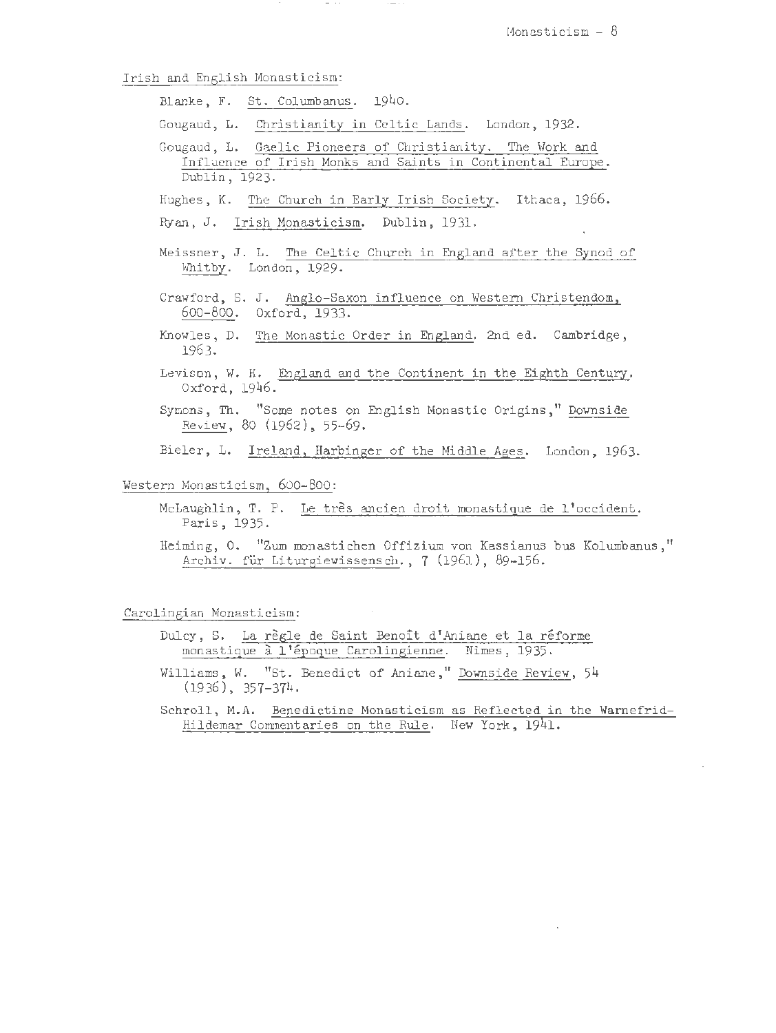## Irish and English Monasticism:

Blanke, F. St. Columbanus. 1940.

Gougaud, L. Christianity in Celtic Lands. London, 1932.

Gougaud, L. Gaelic Pioneers of Christianity. The Work and Influence of Irish Monks and Saints in Continental Europe. Dublin, 1923.

Hughes, K. The Church in Early Irish Society. Ithaca, 1966.

Ryan, J. Irish Monasticism. Dublin, 1931.

Meissner, J. L. The Celtic Church in England after the Synod of Whitby. London, 1929.

Crawford, S. J. Anglo-Saxon influence on Western Christendom, 600-800. Oxford, 1933.

Knowles, D. The Monastic Order in England. 2nd ed. Cambridge, 1963.

Levison, W. H. England and the Continent in the Eighth Century. Oxford, 1946.

Symons, Th. "Some notes on English Monastic Origins," Downside Review, 80 (1962), 55-69.

Bieler, L. Ireland, Harbinger of the Middle Ages. London, 1963.

## Western Monasticism, 600-800:

McLaughlin, T. P. Le très ancien droit monastique de l'occident. Paris, 1935.

Heiming, O. "Zum monastichen Offizium von Kassianus bus Kolumbanus," Archiv. für Liturgiewissensch., 7 (1961), 89-156.

## Carolingian Monasticism:

Dulcy, S. La règle de Saint Benoît d'Aniane et la réforme monastique à l'époque Carolingienne. Nimes, 1935.

Williams, W. "St. Benedict of Aniane," Downside Review, 54 (1936), 357-374.

Schroll, M.A. Benedictine Monasticism as Reflected in the Warnefrid-Hildemar Commentaries on the Rule. New York, 1941.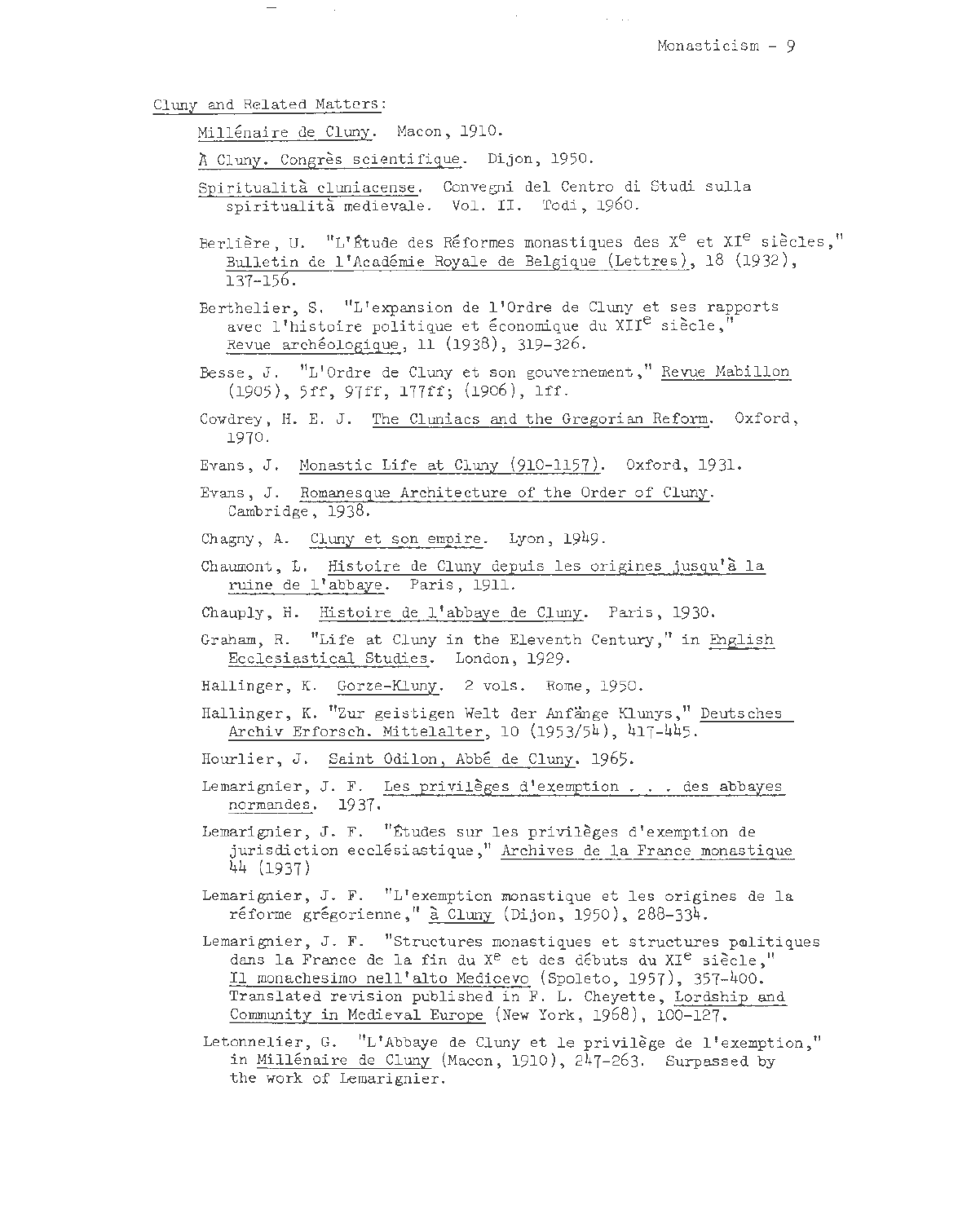Cluny and Related Matters:

Millénaire de Cluny. Macon, 1910.

À Cluny. Congrès scientifique. Dijon, 1950.

Spiritualità cluniacense. Convegni del Centro di Studi sulla spiritualità medievale. Vol. II. Todi, 1960.

Berlière, U. "L'Étude des Réformes monastiques des X$^{e}$ et XI$^{e}$ siècles," Bulletin de l'Académie Royale de Belgique (Lettres), 18 (1932), 137-156.

Berthelier, S. "L'expansion de l'Ordre de Cluny et ses rapports avec l'histoire politique et économique du XII$^{e}$ siècle," Revue archéologique, 11 (1938), 319-326.

Besse, J. "L'Ordre de Cluny et son gouvernement," Revue Mabillon (1905), 5ff, 97ff, 177ff; (1906), 1ff.

Cowdrey, H. E. J. The Cluniacs and the Gregorian Reform. Oxford, 1970.

Evans, J. Monastic Life at Cluny (910-1157). Oxford, 1931.

Evans, J. Romanesque Architecture of the Order of Cluny. Cambridge, 1938.

Chagny, A. Cluny et son empire. Lyon, 1949.

Chaumont, L. Histoire de Cluny depuis les origines jusqu'à la ruine de l'abbaye. Paris, 1911.

Chauply, H. Histoire de l'abbaye de Cluny. Paris, 1930.

Graham, R. "Life at Cluny in the Eleventh Century," in English Ecclesiastical Studies. London, 1929.

Hallinger, K. Gorze-Kluny. 2 vols. Rome, 1950.

Hallinger, K. "Zur geistigen Welt der Anfänge Klunys," Deutsches Archiv Erforsch. Mittelalter, 10 (1953/54), 417-445.

Hourlier, J. Saint Odilon, Abbé de Cluny. 1965.

Lemarignier, J. F. Les privilèges d'exemption . . . des abbayes normandes. 1937.

Lemarignier, J. F. "Études sur les privilèges d'exemption de jurisdiction ecclésiastique," Archives de la France monastique 44 (1937)

Lemarignier, J. F. "L'exemption monastique et les origines de la réforme grégorienne," à Cluny (Dijon, 1950), 288-334.

Lemarignier, J. F. "Structures monastiques et structures politiques dans la France de la fin du X$^{e}$ et des débuts du XI$^{e}$ siècle," Il monachesimo nell'alto Medioevo (Spoleto, 1957), 357-400. Translated revision published in F. L. Cheyette, Lordship and Community in Medieval Europe (New York, 1968), 100-127.

Letonnelier, G. "L'Abbaye de Cluny et le privilège de l'exemption," in Millénaire de Cluny (Macon, 1910), 247-263. Surpassed by the work of Lemarignier.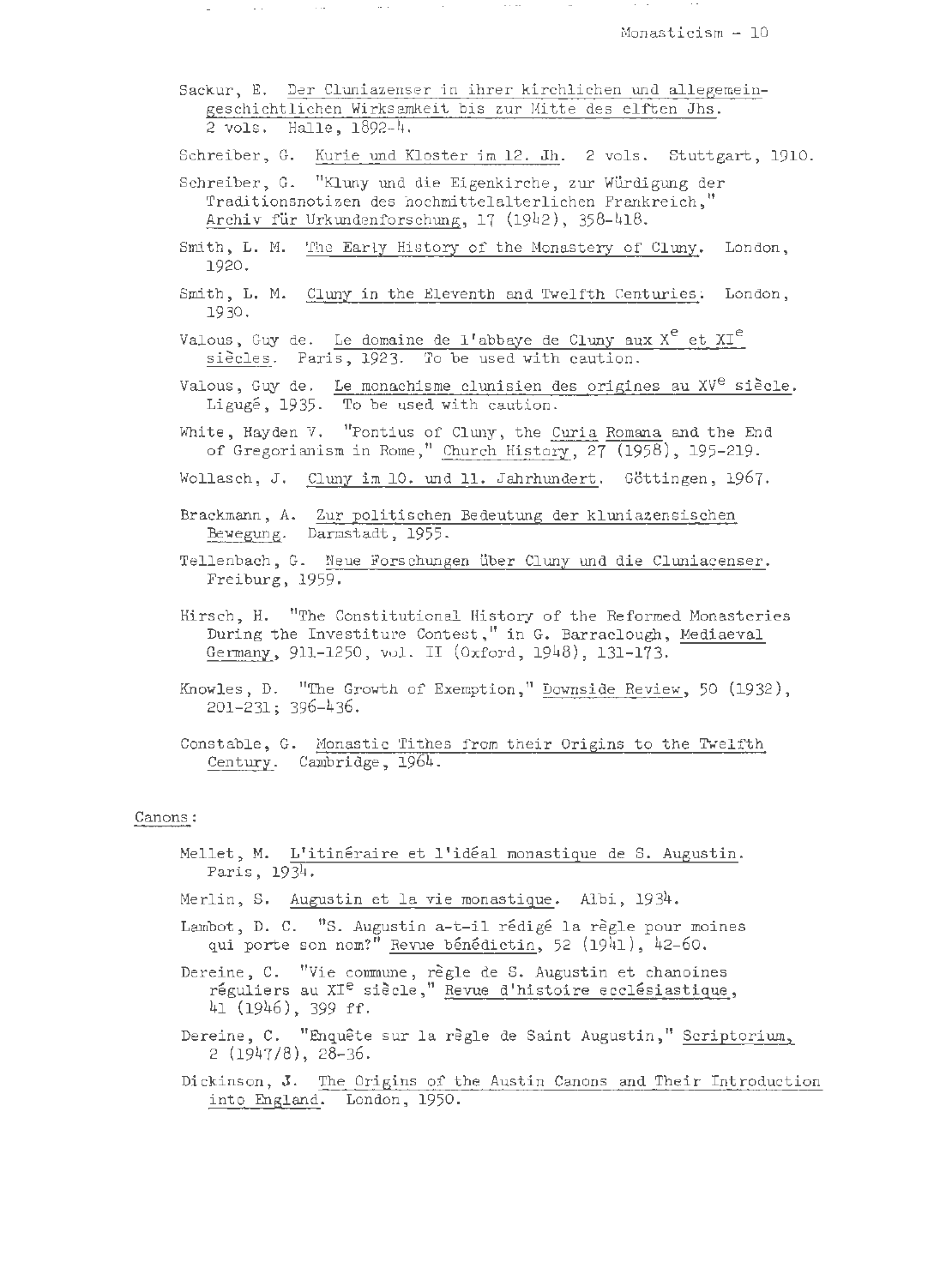Sackur, E. Der Cluniazenser in ihrer kirchlichen und allegemein-geschichtlichen Wirksamkeit bis zur Mitte des elften Jhs. 2 vols. Halle, 1892-4.

Schreiber, G. Kurie und Kloster im 12. Jh. 2 vols. Stuttgart, 1910.

Schreiber, G. "Kluny und die Eigenkirche, zur Würdigung der Traditionsnotizen des hochmittelalterlichen Frankreich," Archiv für Urkundenforschung, 17 (1942), 358-418.

Smith, L. M. The Early History of the Monastery of Cluny. London, 1920.

Smith, L. M. Cluny in the Eleventh and Twelfth Centuries. London, 1930.

Valous, Guy de. Le domaine de l'abbaye de Cluny aux X$^{e}$ et XI$^{e}$ siècles. Paris, 1923. To be used with caution.

Valous, Guy de. Le monachisme clunisien des origines au XV$^{e}$ siècle. Ligugé, 1935. To be used with caution.

White, Hayden V. "Pontius of Cluny, the Curia Romana and the End of Gregorianism in Rome," Church History, 27 (1958), 195-219.

Wollasch, J. Cluny im 10. und 11. Jahrhundert. Göttingen, 1967.

Brackmann, A. Zur politischen Bedeutung der kluniazensischen Bewegung. Darmstadt, 1955.

Tellenbach, G. Neue Forschungen über Cluny und die Cluniacenser. Freiburg, 1959.

Hirsch, H. "The Constitutional History of the Reformed Monasteries During the Investiture Contest," in G. Barraclough, Mediaeval Germany, 911-1250, vol. II (Oxford, 1948), 131-173.

Knowles, D. "The Growth of Exemption," Downside Review, 50 (1932), 201-231; 396-436.

Constable, G. Monastic Tithes from their Origins to the Twelfth Century. Cambridge, 1964.

Canons:

Mellet, M. L'itinéraire et l'idéal monastique de S. Augustin. Paris, 1934.

Merlin, S. Augustin et la vie monastique. Albi, 1934.

Lambot, D. C. "S. Augustin a-t-il rédigé la règle pour moines qui porte son nom?" Revue bénédictin, 52 (1941), 42-60.

Dereine, C. "Vie commune, règle de S. Augustin et chanoines réguliers au XI$^{e}$ siècle," Revue d'histoire ecclésiastique, 41 (1946), 399 ff.

Dereine, C. "Enquête sur la règle de Saint Augustin," Scriptorium, 2 (1947/8), 28-36.

Dickinson, J. The Origins of the Austin Canons and Their Introduction into England. London, 1950.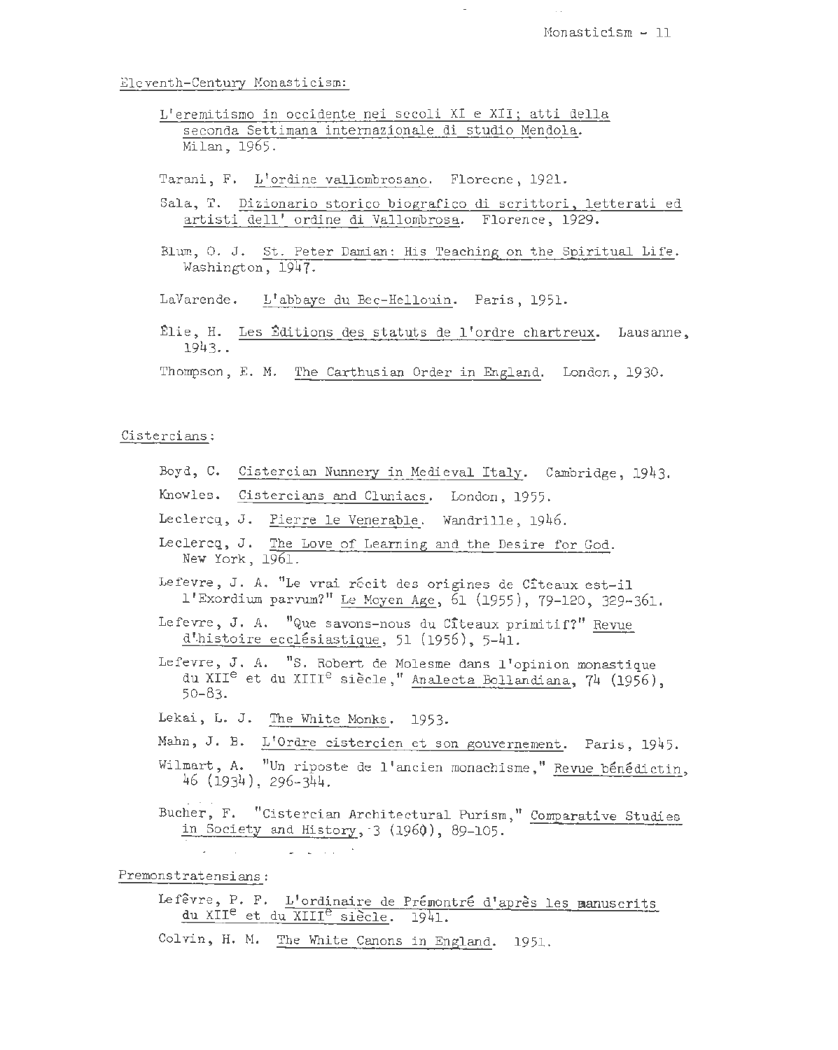## Eleventh-Century Monasticism:

- L'eremitismo in occidente nei secoli XI e XII; atti della seconda Settimana internazionale di studio Mendola. Milan, 1965.
- Tarani, F. L'ordine vallombrosano. Florecne, 1921.
- Sala, T. Dizionario storico biografico di scrittori, letterati ed artisti dell' ordine di Vallombrosa. Florence, 1929.
- Blum, O. J. St. Peter Damian: His Teaching on the Spiritual Life. Washington, 1947.
- LaVarende. L'abbaye du Bec-Hellouin. Paris, 1951.
- Élie, H. Les Éditions des statuts de l'ordre chartreux. Lausanne, 1943..
- Thompson, E. M. The Carthusian Order in England. London, 1930.

## Cistercians:

- Boyd, C. Cistercian Nunnery in Medieval Italy. Cambridge, 1943.
- Knowles. Cistercians and Cluniacs. London, 1955.
- Leclercq, J. Pierre le Venerable. Wandrille, 1946.
- Leclercq, J. The Love of Learning and the Desire for God. New York, 1961.
- Lefevre, J. A. "Le vrai récit des origines de Cîteaux est-il l'Exordium parvum?" Le Moyen Age, 61 (1955), 79-120, 329-361.
- Lefevre, J. A. "Que savons-nous du Cîteaux primitif?" Revue d'histoire ecclésiastique, 51 (1956), 5-41.
- Lefevre, J. A. "S. Robert de Molesme dans l'opinion monastique du XII^e et du XIII^e siècle," Analecta Bollandiana, 74 (1956), 50-83.
- Lekai, L. J. The White Monks. 1953.
- Mahn, J. B. L'Ordre cistercien et son gouvernement. Paris, 1945.
- Wilmart, A. "Un riposte de l'ancien monachisme," Revue bénédictin, 46 (1934), 296-344.
- Bucher, F. "Cistercian Architectural Purism," Comparative Studies in Society and History, 3 (1960), 89-105.

## Premonstratensians:

- Lefêvre, P. F. L'ordinaire de Prémontré d'après les manuscrits du XII^e et du XIII^e siècle. 1941.
- Colvin, H. M. The White Canons in England. 1951.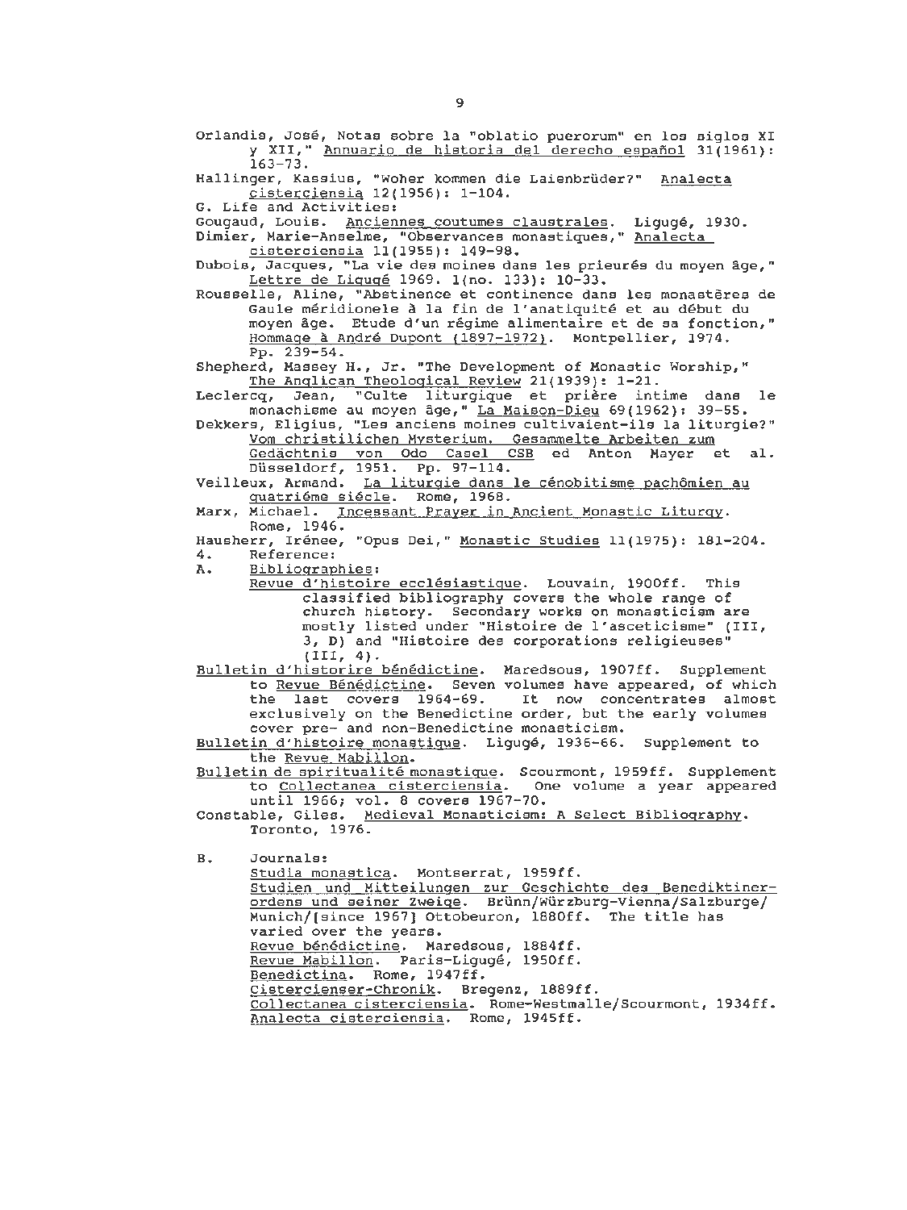Orlandis, José, Notas sobre la "oblatio puerorum" en los siglos XI y XII," Annuario de historia del derecho español 31(1961): 163-73.

Hallinger, Kassius, "Woher kommen die Laienbrüder?" Analecta cisterciensia 12(1956): 1-104.

G. Life and Activities:

Gougaud, Louis. Anciennes coutumes claustrales. Ligugé, 1930.

Dimier, Marie-Anselme, "Observances monastiques," Analecta cisterciensia 11(1955): 149-98.

Dubois, Jacques, "La vie des moines dans les prieurés du moyen âge," Lettre de Ligugé 1969. 1(no. 133): 10-33.

Rousselle, Aline, "Abstinence et continence dans les monastères de Gaule méridionele à la fin de l'anatiquité et au début du moyen âge. Etude d'un régime alimentaire et de sa fonction," Hommage à André Dupont (1897-1972). Montpellier, 1974. Pp. 239-54.

Shepherd, Massey H., Jr. "The Development of Monastic Worship," The Anglican Theological Review 21(1939): 1-21.

Leclercq, Jean, "Culte liturgique et prière intime dans le monachisme au moyen âge," La Maison-Dieu 69(1962): 39-55.

Dekkers, Eligius, "Les anciens moines cultivaient-ils la liturgie?" Vom christilichen Mysterium. Gesammelte Arbeiten zum Gedächtnis von Odo Casel CSB ed Anton Mayer et al. Düsseldorf, 1951. Pp. 97-114.

Veilleux, Armand. La liturgie dans le cénobitisme pachômien au quatriéme siécle. Rome, 1968.

Marx, Michael. Incessant Prayer in Ancient Monastic Liturgy. Rome, 1946.

Hausherr, Irénee, "Opus Dei," Monastic Studies 11(1975): 181-204.

4. Reference:

A. Bibliographies:

Revue d'histoire ecclésiastique. Louvain, 1900ff. This classified bibliography covers the whole range of church history. Secondary works on monasticism are mostly listed under "Histoire de l'asceticisme" (III, 3, D) and "Histoire des corporations religieuses" (III, 4).

Bulletin d'historire bénédictine. Maredsous, 1907ff. Supplement to Revue Bénédictine. Seven volumes have appeared, of which the last covers 1964-69. It now concentrates almost exclusively on the Benedictine order, but the early volumes cover pre- and non-Benedictine monasticism.

Bulletin d'histoire monastique. Ligugé, 1936-66. Supplement to the Revue Mabillon.

Bulletin de spiritualité monastique. Scourmont, 1959ff. Supplement to Collectanea cisterciensia. One volume a year appeared until 1966; vol. 8 covers 1967-70.

Constable, Giles. Medieval Monasticism: A Select Bibliography. Toronto, 1976.

B. Journals:

Studia monastica. Montserrat, 1959ff.

Studien und Mitteilungen zur Geschichte des Benediktinerordens und seiner Zweige. Brünn/Würzburg-Vienna/Salzburge/Munich/[since 1967] Ottobeuron, 1880ff. The title has varied over the years.

Revue bénédictine. Maredsous, 1884ff.

Revue Mabillon. Paris-Ligugé, 1950ff.

Benedictina. Rome, 1947ff.

Cistercienser-Chronik. Bregenz, 1889ff.

Collectanea cisterciensia. Rome-Westmalle/Scourmont, 1934ff.

Analecta cisterciensia. Rome, 1945ff.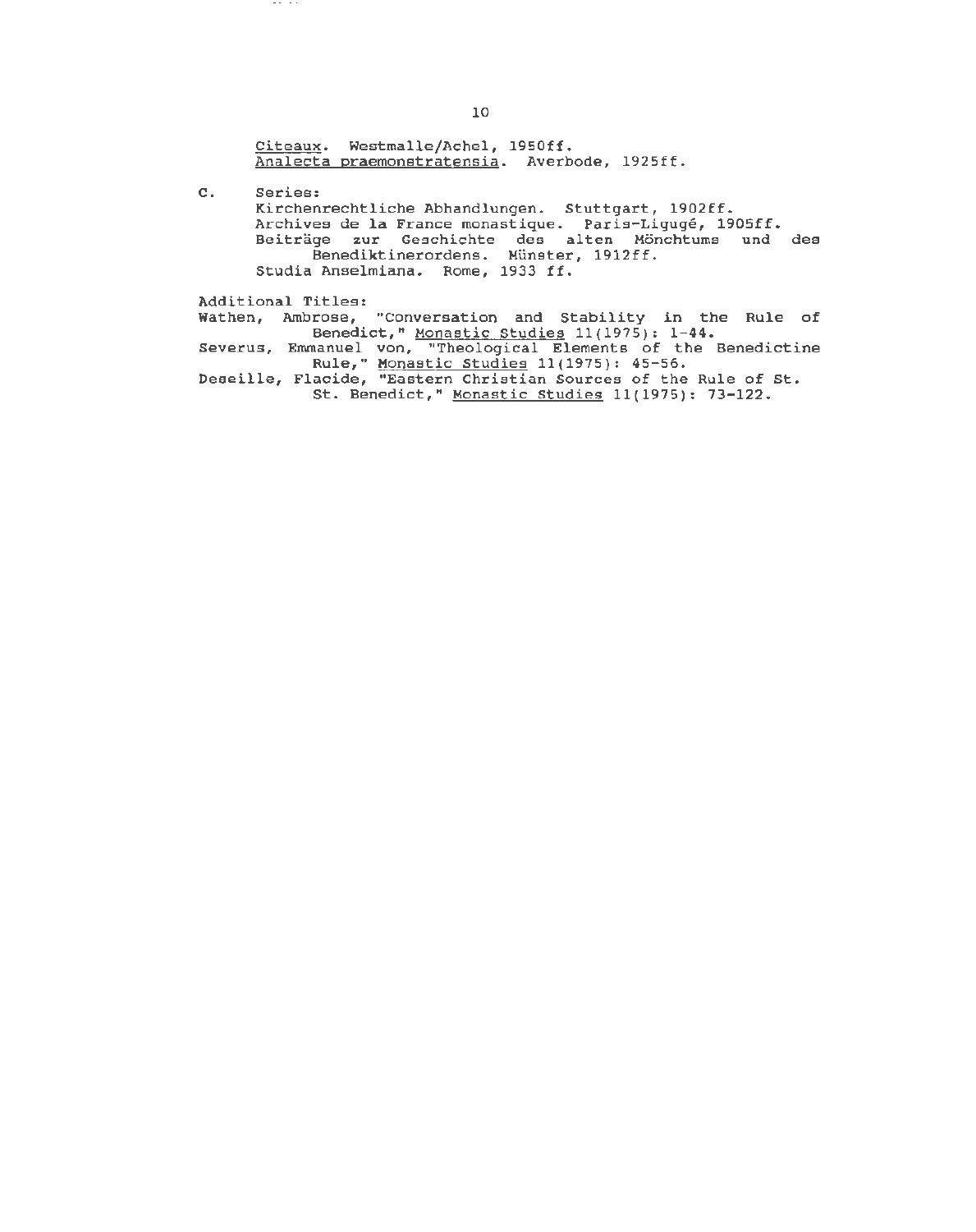Citeaux. Westmalle/Achel, 1950ff.
Analecta praemonstratensia. Averbode, 1925ff.

C. Series:
Kirchenrechtliche Abhandlungen. Stuttgart, 1902ff.
Archives de la France monastique. Paris-Ligugé, 1905ff.
Beiträge zur Geschichte des alten Mönchtums und des Benediktinerordens. Münster, 1912ff.
Studia Anselmiana. Rome, 1933 ff.

Additional Titles:

Wathen, Ambrose, "Conversation and Stability in the Rule of Benedict," Monastic Studies 11(1975): 1-44.

Severus, Emmanuel von, "Theological Elements of the Benedictine Rule," Monastic Studies 11(1975): 45-56.

Deseille, Placide, "Eastern Christian Sources of the Rule of St. St. Benedict," Monastic Studies 11(1975): 73-122.